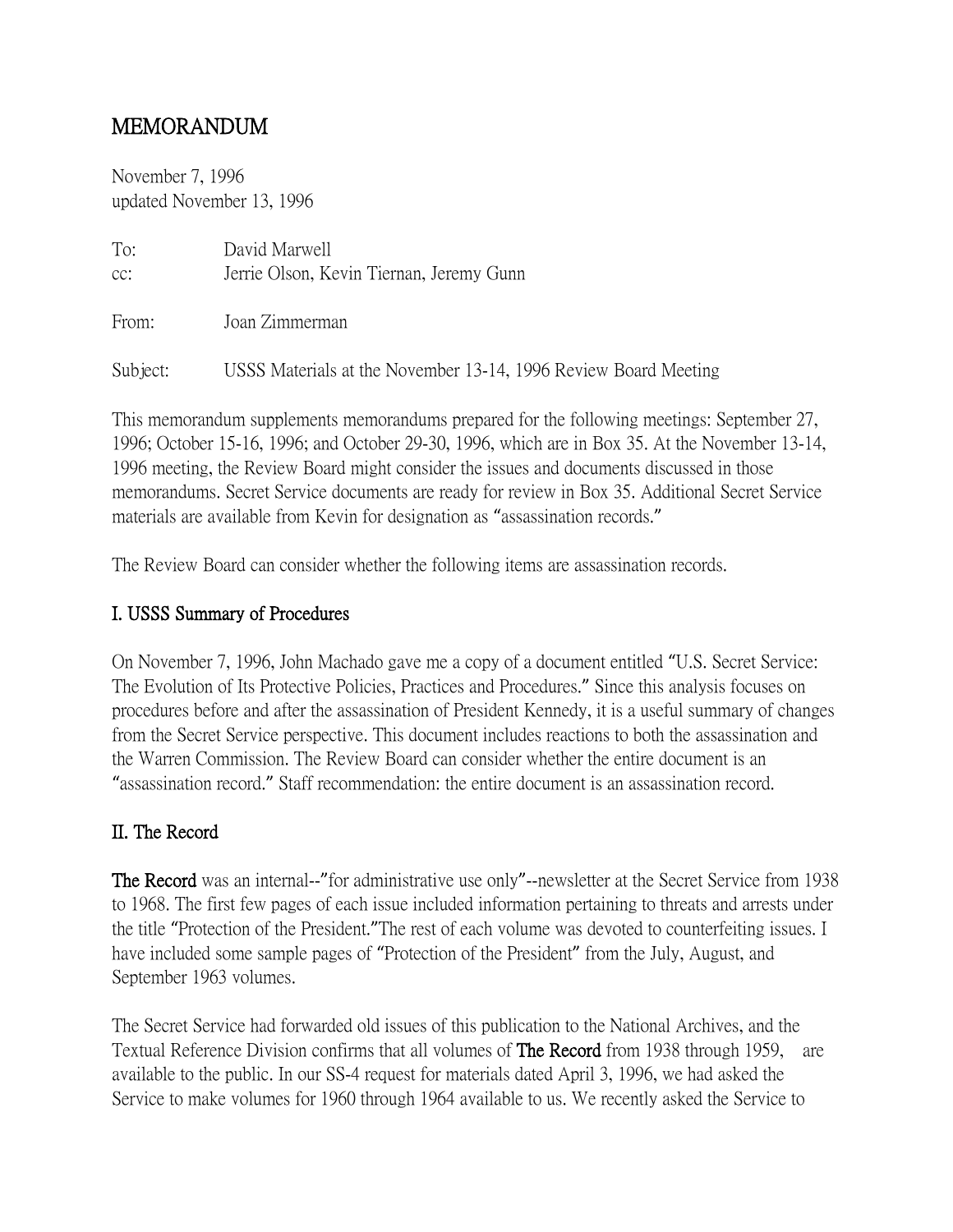# MEMORANDUM

November 7, 1996
updated November 13, 1996

To: David Marwell
cc: Jerrie Olson, Kevin Tiernan, Jeremy Gunn

From: Joan Zimmerman

Subject: USSS Materials at the November 13-14, 1996 Review Board Meeting

This memorandum supplements memorandums prepared for the following meetings: September 27, 1996; October 15-16, 1996; and October 29-30, 1996, which are in Box 35. At the November 13-14, 1996 meeting, the Review Board might consider the issues and documents discussed in those memorandums. Secret Service documents are ready for review in Box 35. Additional Secret Service materials are available from Kevin for designation as "assassination records."

The Review Board can consider whether the following items are assassination records.

## I. USSS Summary of Procedures

On November 7, 1996, John Machado gave me a copy of a document entitled "U.S. Secret Service: The Evolution of Its Protective Policies, Practices and Procedures." Since this analysis focuses on procedures before and after the assassination of President Kennedy, it is a useful summary of changes from the Secret Service perspective. This document includes reactions to both the assassination and the Warren Commission. The Review Board can consider whether the entire document is an "assassination record." Staff recommendation: the entire document is an assassination record.

## II. The Record

**The Record** was an internal--"for administrative use only"--newsletter at the Secret Service from 1938 to 1968. The first few pages of each issue included information pertaining to threats and arrests under the title "Protection of the President."The rest of each volume was devoted to counterfeiting issues. I have included some sample pages of "Protection of the President" from the July, August, and September 1963 volumes.

The Secret Service had forwarded old issues of this publication to the National Archives, and the Textual Reference Division confirms that all volumes of **The Record** from 1938 through 1959, are available to the public. In our SS-4 request for materials dated April 3, 1996, we had asked the Service to make volumes for 1960 through 1964 available to us. We recently asked the Service to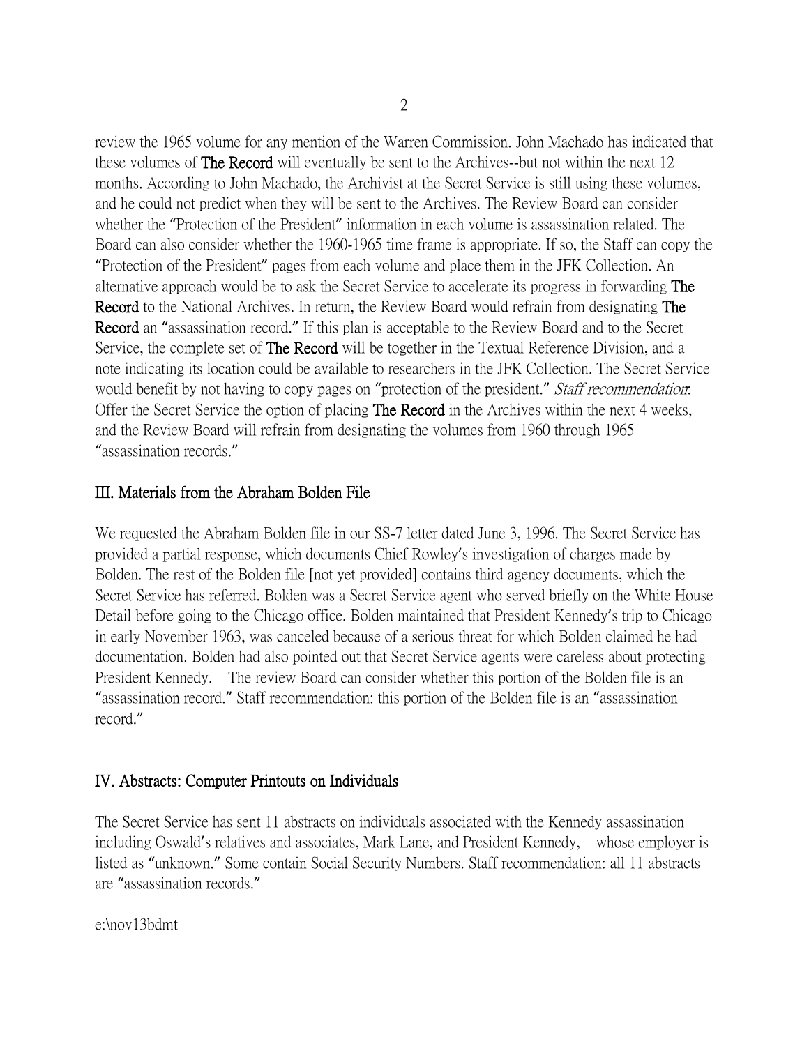review the 1965 volume for any mention of the Warren Commission. John Machado has indicated that these volumes of **The Record** will eventually be sent to the Archives--but not within the next 12 months. According to John Machado, the Archivist at the Secret Service is still using these volumes, and he could not predict when they will be sent to the Archives. The Review Board can consider whether the "Protection of the President" information in each volume is assassination related. The Board can also consider whether the 1960-1965 time frame is appropriate. If so, the Staff can copy the "Protection of the President" pages from each volume and place them in the JFK Collection. An alternative approach would be to ask the Secret Service to accelerate its progress in forwarding **The Record** to the National Archives. In return, the Review Board would refrain from designating **The Record** an "assassination record." If this plan is acceptable to the Review Board and to the Secret Service, the complete set of **The Record** will be together in the Textual Reference Division, and a note indicating its location could be available to researchers in the JFK Collection. The Secret Service would benefit by not having to copy pages on "protection of the president." *Staff recommendation*: Offer the Secret Service the option of placing **The Record** in the Archives within the next 4 weeks, and the Review Board will refrain from designating the volumes from 1960 through 1965 "assassination records."

## III. Materials from the Abraham Bolden File

We requested the Abraham Bolden file in our SS-7 letter dated June 3, 1996. The Secret Service has provided a partial response, which documents Chief Rowley's investigation of charges made by Bolden. The rest of the Bolden file [not yet provided] contains third agency documents, which the Secret Service has referred. Bolden was a Secret Service agent who served briefly on the White House Detail before going to the Chicago office. Bolden maintained that President Kennedy's trip to Chicago in early November 1963, was canceled because of a serious threat for which Bolden claimed he had documentation. Bolden had also pointed out that Secret Service agents were careless about protecting President Kennedy. The review Board can consider whether this portion of the Bolden file is an "assassination record." Staff recommendation: this portion of the Bolden file is an "assassination record."

## IV. Abstracts: Computer Printouts on Individuals

The Secret Service has sent 11 abstracts on individuals associated with the Kennedy assassination including Oswald's relatives and associates, Mark Lane, and President Kennedy, whose employer is listed as "unknown." Some contain Social Security Numbers. Staff recommendation: all 11 abstracts are "assassination records."

e:\nov13bdmt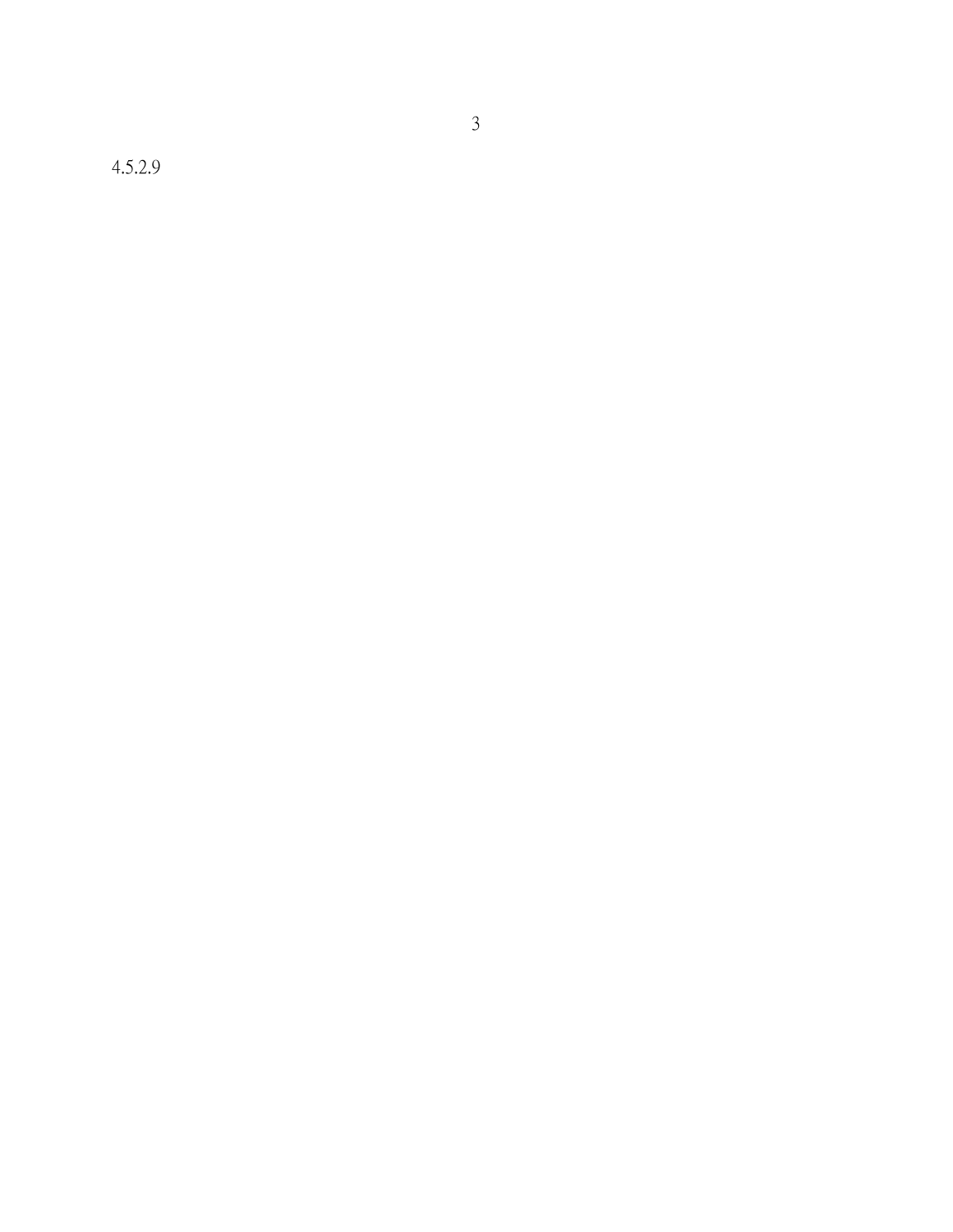4.5.2.9